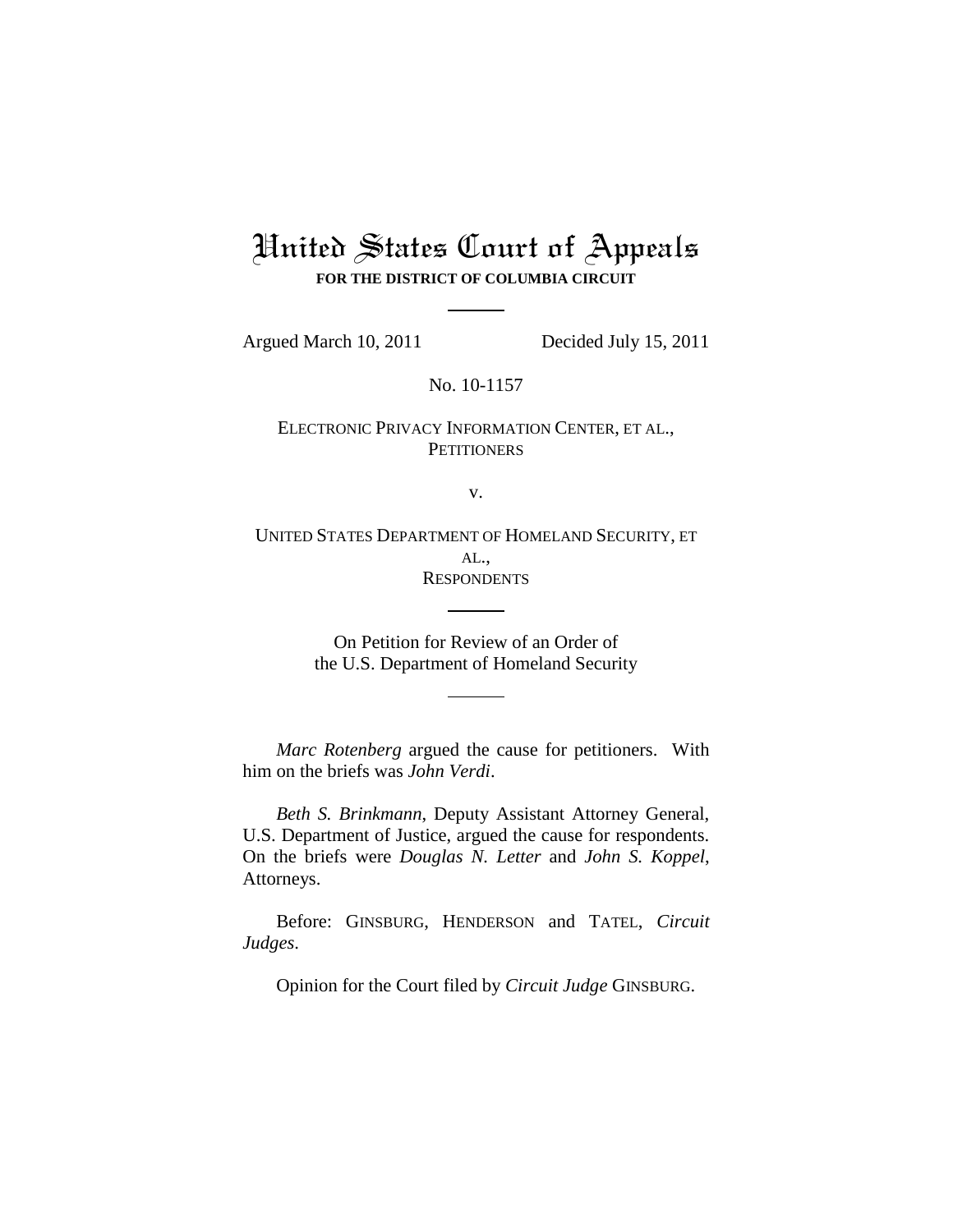# United States Court of Appeals

**FOR THE DISTRICT OF COLUMBIA CIRCUIT**

---

Argued March 10, 2011 Decided July 15, 2011

No. 10-1157

ELECTRONIC PRIVACY INFORMATION CENTER, ET AL.,
PETITIONERS

v.

UNITED STATES DEPARTMENT OF HOMELAND SECURITY, ET AL.,
RESPONDENTS

---

On Petition for Review of an Order of
the U.S. Department of Homeland Security

---

*Marc Rotenberg* argued the cause for petitioners. With him on the briefs was *John Verdi*.

*Beth S. Brinkmann*, Deputy Assistant Attorney General, U.S. Department of Justice, argued the cause for respondents. On the briefs were *Douglas N. Letter* and *John S. Koppel*, Attorneys.

Before: GINSBURG, HENDERSON and TATEL, *Circuit Judges*.

Opinion for the Court filed by *Circuit Judge* GINSBURG.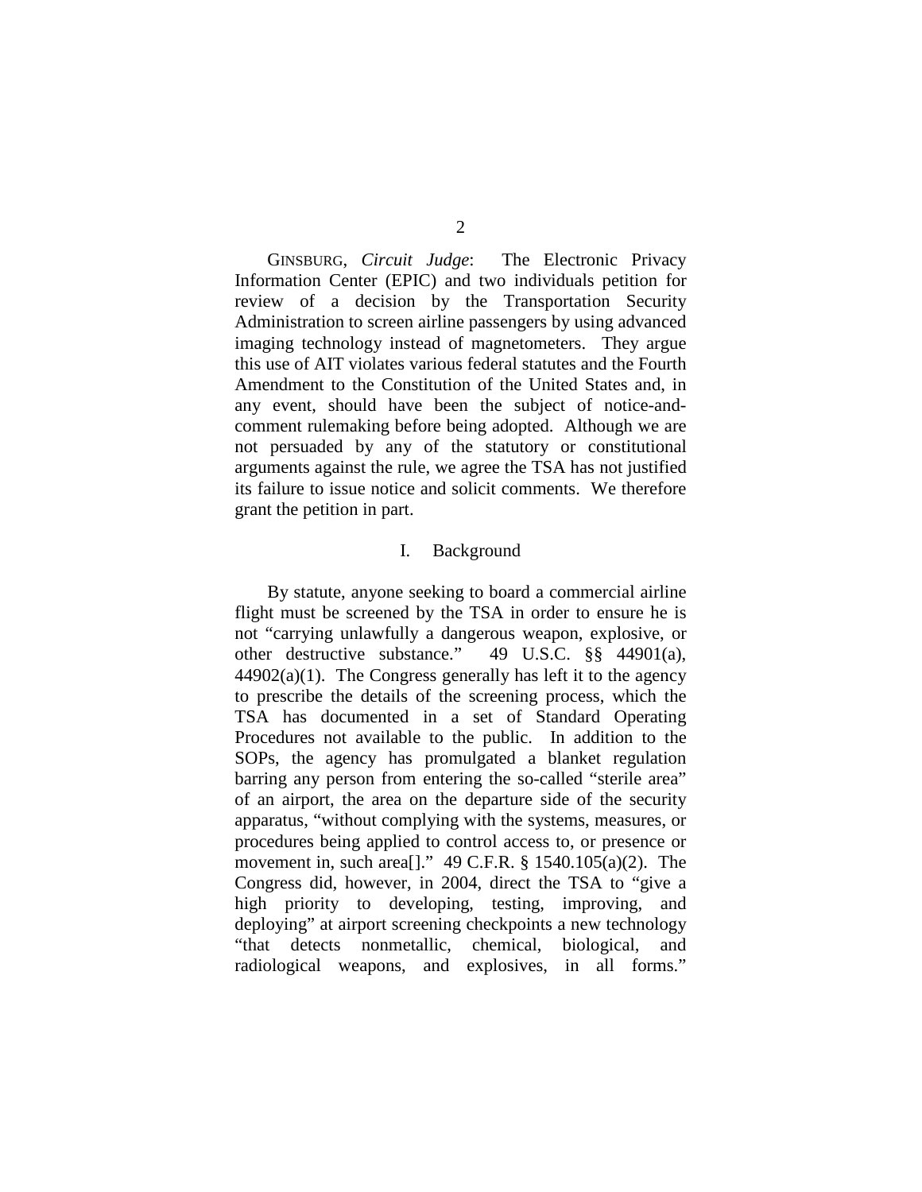GINSBURG, *Circuit Judge*: The Electronic Privacy Information Center (EPIC) and two individuals petition for review of a decision by the Transportation Security Administration to screen airline passengers by using advanced imaging technology instead of magnetometers. They argue this use of AIT violates various federal statutes and the Fourth Amendment to the Constitution of the United States and, in any event, should have been the subject of notice-and-comment rulemaking before being adopted. Although we are not persuaded by any of the statutory or constitutional arguments against the rule, we agree the TSA has not justified its failure to issue notice and solicit comments. We therefore grant the petition in part.

## I. Background

By statute, anyone seeking to board a commercial airline flight must be screened by the TSA in order to ensure he is not "carrying unlawfully a dangerous weapon, explosive, or other destructive substance." 49 U.S.C. §§ 44901(a), 44902(a)(1). The Congress generally has left it to the agency to prescribe the details of the screening process, which the TSA has documented in a set of Standard Operating Procedures not available to the public. In addition to the SOPs, the agency has promulgated a blanket regulation barring any person from entering the so-called "sterile area" of an airport, the area on the departure side of the security apparatus, "without complying with the systems, measures, or procedures being applied to control access to, or presence or movement in, such area[]." 49 C.F.R. § 1540.105(a)(2). The Congress did, however, in 2004, direct the TSA to "give a high priority to developing, testing, improving, and deploying" at airport screening checkpoints a new technology "that detects nonmetallic, chemical, biological, and radiological weapons, and explosives, in all forms."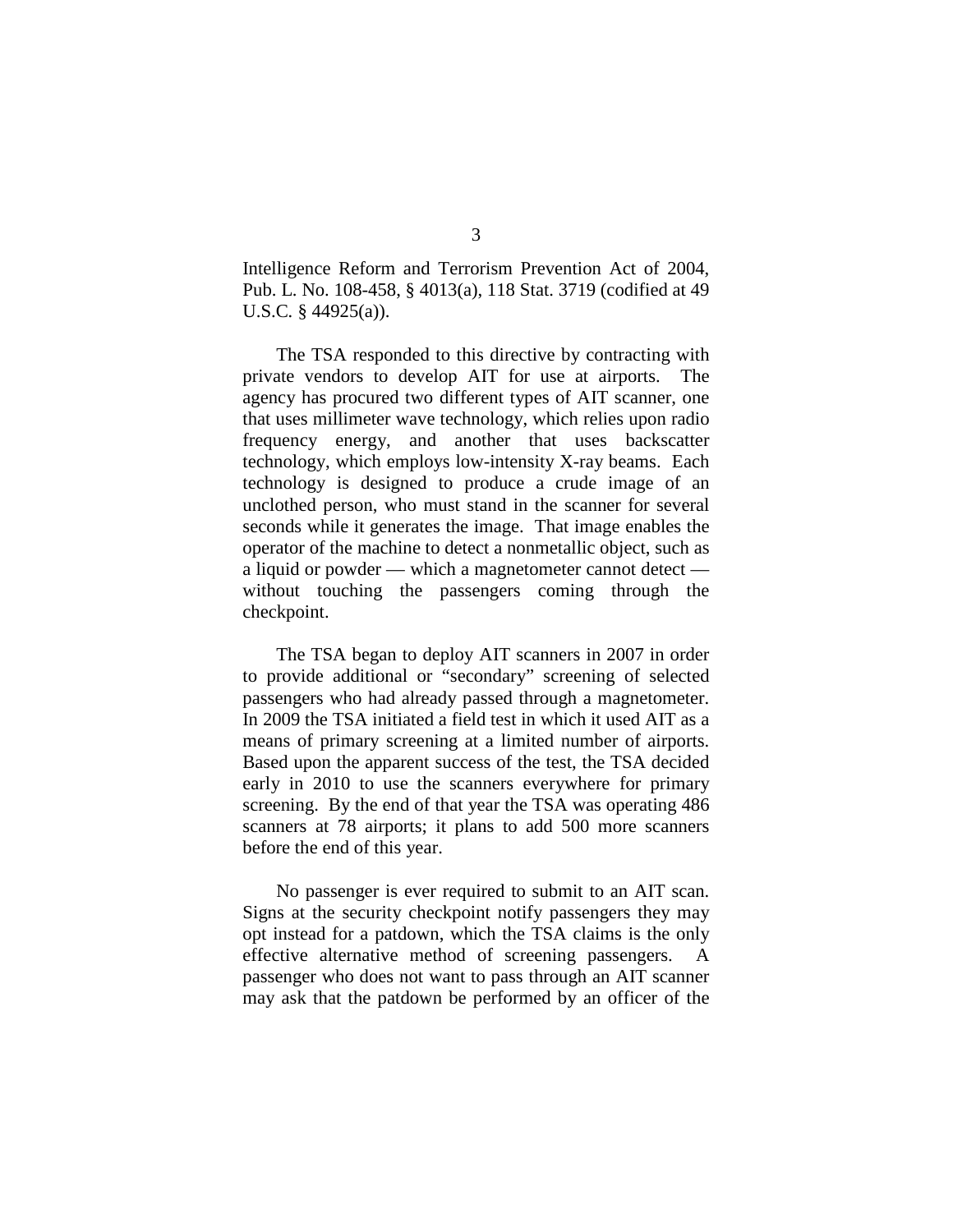Intelligence Reform and Terrorism Prevention Act of 2004, Pub. L. No. 108-458, § 4013(a), 118 Stat. 3719 (codified at 49 U.S.C. § 44925(a)).

The TSA responded to this directive by contracting with private vendors to develop AIT for use at airports. The agency has procured two different types of AIT scanner, one that uses millimeter wave technology, which relies upon radio frequency energy, and another that uses backscatter technology, which employs low-intensity X-ray beams. Each technology is designed to produce a crude image of an unclothed person, who must stand in the scanner for several seconds while it generates the image. That image enables the operator of the machine to detect a nonmetallic object, such as a liquid or powder — which a magnetometer cannot detect — without touching the passengers coming through the checkpoint.

The TSA began to deploy AIT scanners in 2007 in order to provide additional or "secondary" screening of selected passengers who had already passed through a magnetometer. In 2009 the TSA initiated a field test in which it used AIT as a means of primary screening at a limited number of airports. Based upon the apparent success of the test, the TSA decided early in 2010 to use the scanners everywhere for primary screening. By the end of that year the TSA was operating 486 scanners at 78 airports; it plans to add 500 more scanners before the end of this year.

No passenger is ever required to submit to an AIT scan. Signs at the security checkpoint notify passengers they may opt instead for a patdown, which the TSA claims is the only effective alternative method of screening passengers. A passenger who does not want to pass through an AIT scanner may ask that the patdown be performed by an officer of the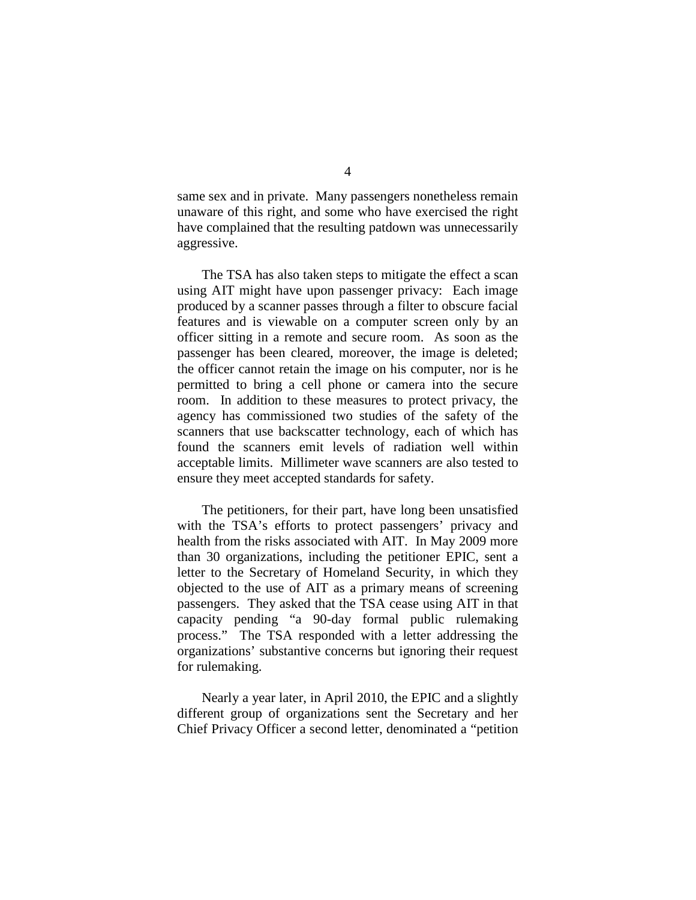same sex and in private. Many passengers nonetheless remain unaware of this right, and some who have exercised the right have complained that the resulting patdown was unnecessarily aggressive.

The TSA has also taken steps to mitigate the effect a scan using AIT might have upon passenger privacy: Each image produced by a scanner passes through a filter to obscure facial features and is viewable on a computer screen only by an officer sitting in a remote and secure room. As soon as the passenger has been cleared, moreover, the image is deleted; the officer cannot retain the image on his computer, nor is he permitted to bring a cell phone or camera into the secure room. In addition to these measures to protect privacy, the agency has commissioned two studies of the safety of the scanners that use backscatter technology, each of which has found the scanners emit levels of radiation well within acceptable limits. Millimeter wave scanners are also tested to ensure they meet accepted standards for safety.

The petitioners, for their part, have long been unsatisfied with the TSA's efforts to protect passengers' privacy and health from the risks associated with AIT. In May 2009 more than 30 organizations, including the petitioner EPIC, sent a letter to the Secretary of Homeland Security, in which they objected to the use of AIT as a primary means of screening passengers. They asked that the TSA cease using AIT in that capacity pending "a 90-day formal public rulemaking process." The TSA responded with a letter addressing the organizations' substantive concerns but ignoring their request for rulemaking.

Nearly a year later, in April 2010, the EPIC and a slightly different group of organizations sent the Secretary and her Chief Privacy Officer a second letter, denominated a "petition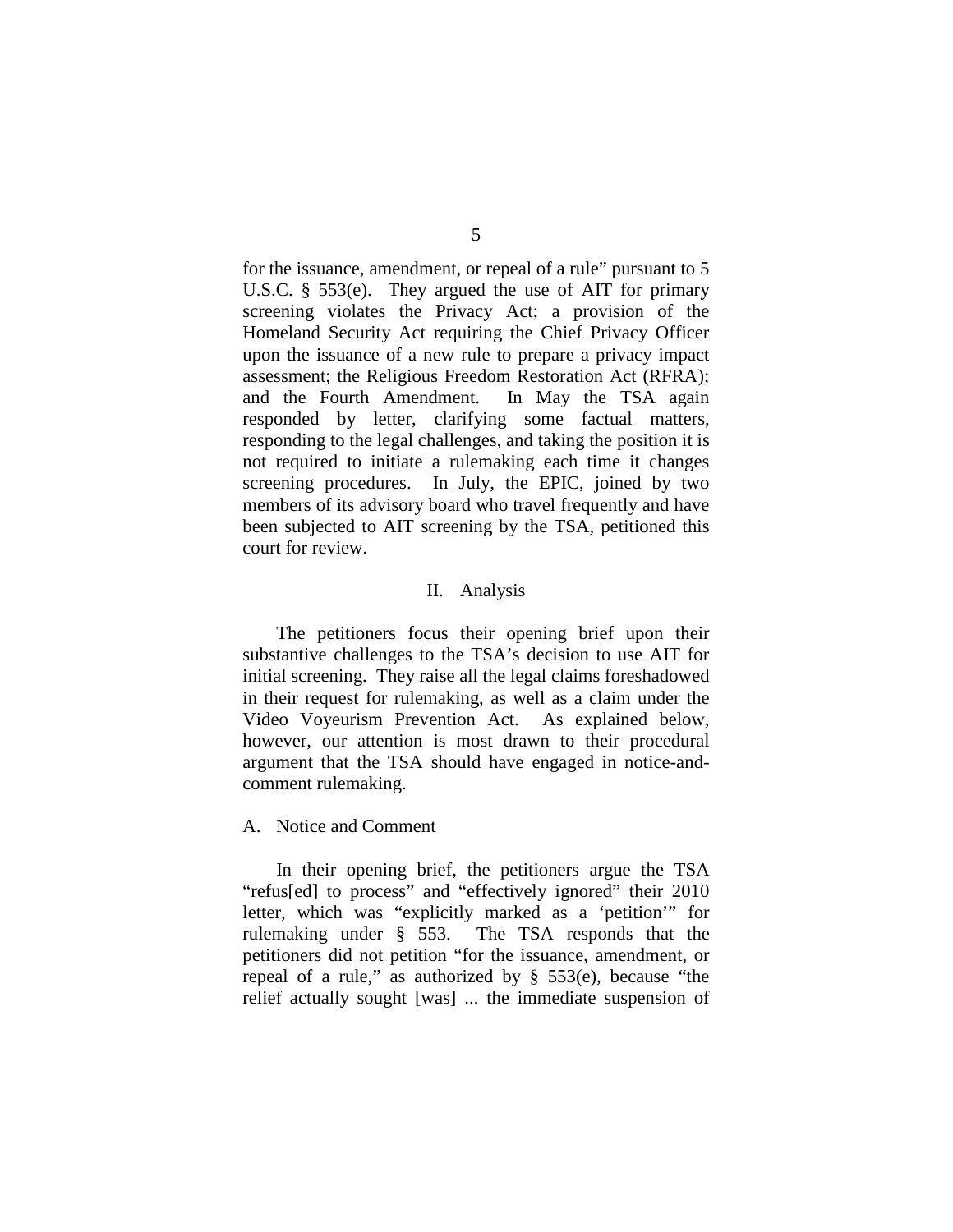for the issuance, amendment, or repeal of a rule" pursuant to 5 U.S.C. § 553(e). They argued the use of AIT for primary screening violates the Privacy Act; a provision of the Homeland Security Act requiring the Chief Privacy Officer upon the issuance of a new rule to prepare a privacy impact assessment; the Religious Freedom Restoration Act (RFRA); and the Fourth Amendment. In May the TSA again responded by letter, clarifying some factual matters, responding to the legal challenges, and taking the position it is not required to initiate a rulemaking each time it changes screening procedures. In July, the EPIC, joined by two members of its advisory board who travel frequently and have been subjected to AIT screening by the TSA, petitioned this court for review.

## II. Analysis

The petitioners focus their opening brief upon their substantive challenges to the TSA's decision to use AIT for initial screening. They raise all the legal claims foreshadowed in their request for rulemaking, as well as a claim under the Video Voyeurism Prevention Act. As explained below, however, our attention is most drawn to their procedural argument that the TSA should have engaged in notice-and-comment rulemaking.

### A. Notice and Comment

In their opening brief, the petitioners argue the TSA "refus[ed] to process" and "effectively ignored" their 2010 letter, which was "explicitly marked as a 'petition'" for rulemaking under § 553. The TSA responds that the petitioners did not petition "for the issuance, amendment, or repeal of a rule," as authorized by § 553(e), because "the relief actually sought [was] ... the immediate suspension of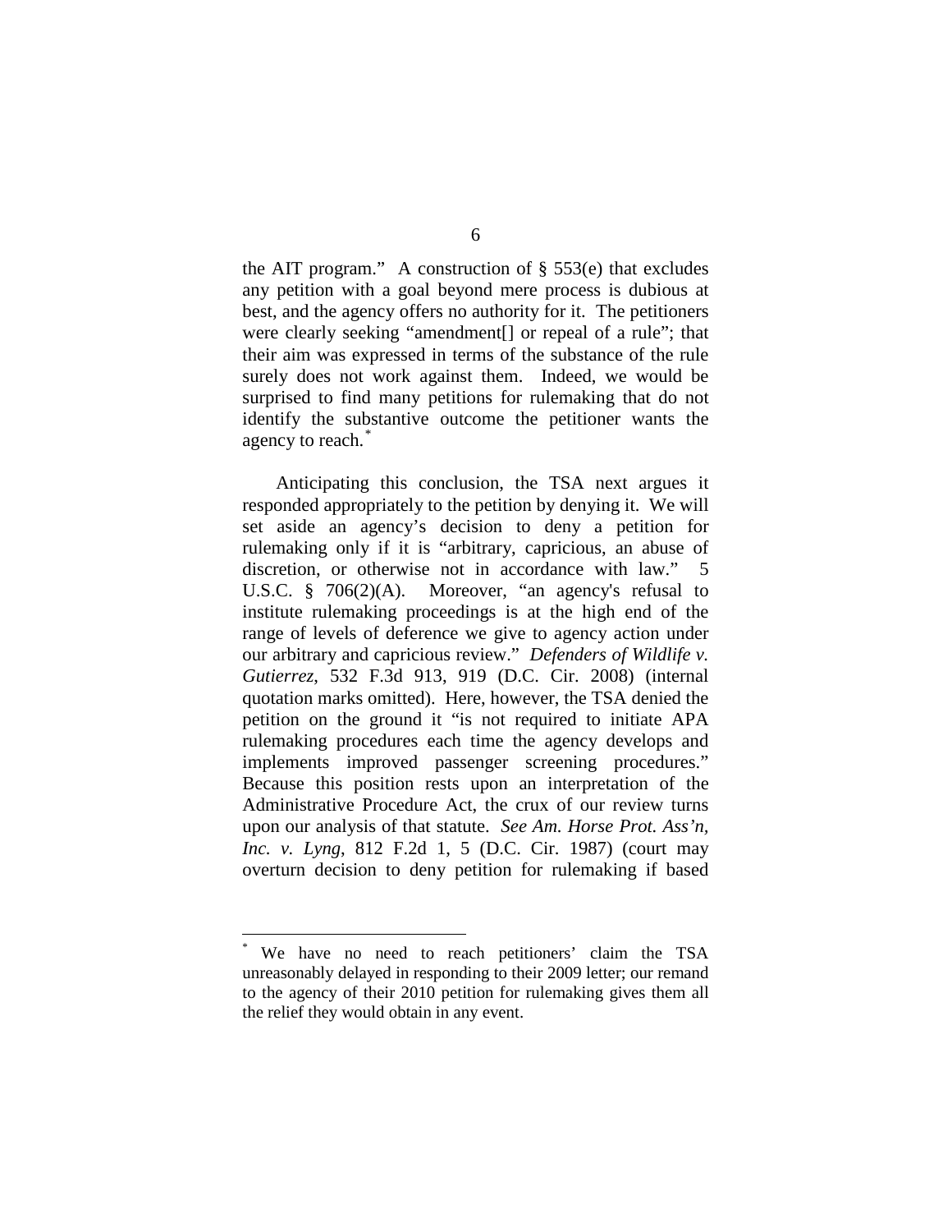the AIT program." A construction of § 553(e) that excludes any petition with a goal beyond mere process is dubious at best, and the agency offers no authority for it. The petitioners were clearly seeking "amendment[] or repeal of a rule"; that their aim was expressed in terms of the substance of the rule surely does not work against them. Indeed, we would be surprised to find many petitions for rulemaking that do not identify the substantive outcome the petitioner wants the agency to reach.[*]

Anticipating this conclusion, the TSA next argues it responded appropriately to the petition by denying it. We will set aside an agency's decision to deny a petition for rulemaking only if it is "arbitrary, capricious, an abuse of discretion, or otherwise not in accordance with law." 5 U.S.C. § 706(2)(A). Moreover, "an agency's refusal to institute rulemaking proceedings is at the high end of the range of levels of deference we give to agency action under our arbitrary and capricious review." *Defenders of Wildlife v. Gutierrez*, 532 F.3d 913, 919 (D.C. Cir. 2008) (internal quotation marks omitted). Here, however, the TSA denied the petition on the ground it "is not required to initiate APA rulemaking procedures each time the agency develops and implements improved passenger screening procedures." Because this position rests upon an interpretation of the Administrative Procedure Act, the crux of our review turns upon our analysis of that statute. *See Am. Horse Prot. Ass'n, Inc. v. Lyng*, 812 F.2d 1, 5 (D.C. Cir. 1987) (court may overturn decision to deny petition for rulemaking if based

---

[*] We have no need to reach petitioners' claim the TSA unreasonably delayed in responding to their 2009 letter; our remand to the agency of their 2010 petition for rulemaking gives them all the relief they would obtain in any event.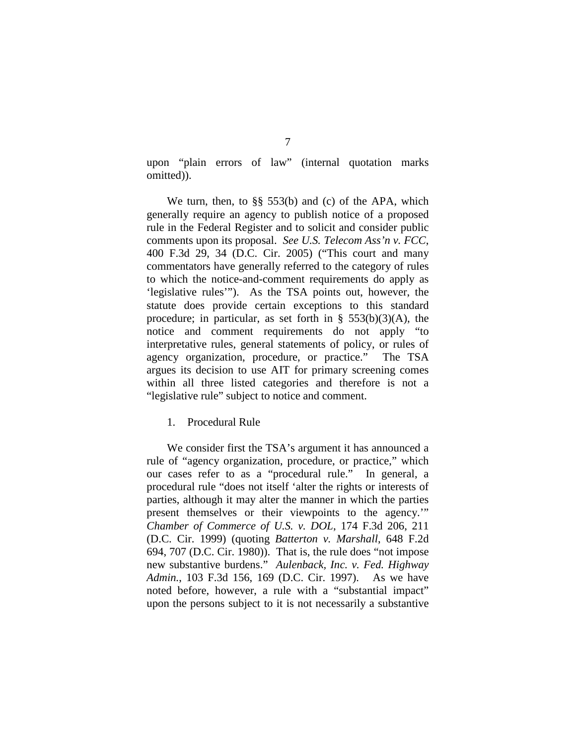upon "plain errors of law" (internal quotation marks omitted)).

We turn, then, to §§ 553(b) and (c) of the APA, which generally require an agency to publish notice of a proposed rule in the Federal Register and to solicit and consider public comments upon its proposal. *See U.S. Telecom Ass'n v. FCC*, 400 F.3d 29, 34 (D.C. Cir. 2005) ("This court and many commentators have generally referred to the category of rules to which the notice-and-comment requirements do apply as 'legislative rules'"). As the TSA points out, however, the statute does provide certain exceptions to this standard procedure; in particular, as set forth in § 553(b)(3)(A), the notice and comment requirements do not apply "to interpretative rules, general statements of policy, or rules of agency organization, procedure, or practice." The TSA argues its decision to use AIT for primary screening comes within all three listed categories and therefore is not a "legislative rule" subject to notice and comment.

1. Procedural Rule

We consider first the TSA's argument it has announced a rule of "agency organization, procedure, or practice," which our cases refer to as a "procedural rule." In general, a procedural rule "does not itself 'alter the rights or interests of parties, although it may alter the manner in which the parties present themselves or their viewpoints to the agency.'" *Chamber of Commerce of U.S. v. DOL*, 174 F.3d 206, 211 (D.C. Cir. 1999) (quoting *Batterton v. Marshall*, 648 F.2d 694, 707 (D.C. Cir. 1980)). That is, the rule does "not impose new substantive burdens." *Aulenback, Inc. v. Fed. Highway Admin.*, 103 F.3d 156, 169 (D.C. Cir. 1997). As we have noted before, however, a rule with a "substantial impact" upon the persons subject to it is not necessarily a substantive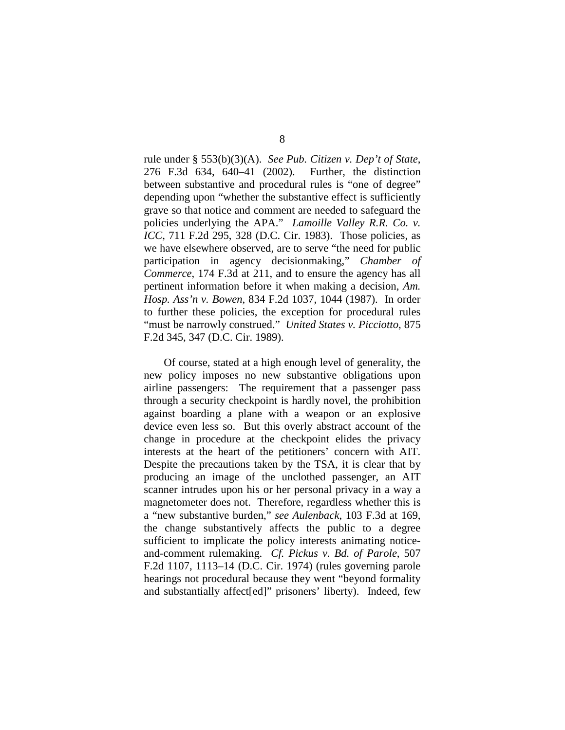rule under § 553(b)(3)(A). *See Pub. Citizen v. Dep't of State*, 276 F.3d 634, 640–41 (2002). Further, the distinction between substantive and procedural rules is "one of degree" depending upon "whether the substantive effect is sufficiently grave so that notice and comment are needed to safeguard the policies underlying the APA." *Lamoille Valley R.R. Co. v. ICC*, 711 F.2d 295, 328 (D.C. Cir. 1983). Those policies, as we have elsewhere observed, are to serve "the need for public participation in agency decisionmaking," *Chamber of Commerce*, 174 F.3d at 211, and to ensure the agency has all pertinent information before it when making a decision, *Am. Hosp. Ass'n v. Bowen*, 834 F.2d 1037, 1044 (1987). In order to further these policies, the exception for procedural rules "must be narrowly construed." *United States v. Picciotto*, 875 F.2d 345, 347 (D.C. Cir. 1989).

Of course, stated at a high enough level of generality, the new policy imposes no new substantive obligations upon airline passengers: The requirement that a passenger pass through a security checkpoint is hardly novel, the prohibition against boarding a plane with a weapon or an explosive device even less so. But this overly abstract account of the change in procedure at the checkpoint elides the privacy interests at the heart of the petitioners' concern with AIT. Despite the precautions taken by the TSA, it is clear that by producing an image of the unclothed passenger, an AIT scanner intrudes upon his or her personal privacy in a way a magnetometer does not. Therefore, regardless whether this is a "new substantive burden," *see Aulenback*, 103 F.3d at 169, the change substantively affects the public to a degree sufficient to implicate the policy interests animating notice-and-comment rulemaking. *Cf. Pickus v. Bd. of Parole*, 507 F.2d 1107, 1113–14 (D.C. Cir. 1974) (rules governing parole hearings not procedural because they went "beyond formality and substantially affect[ed]" prisoners' liberty). Indeed, few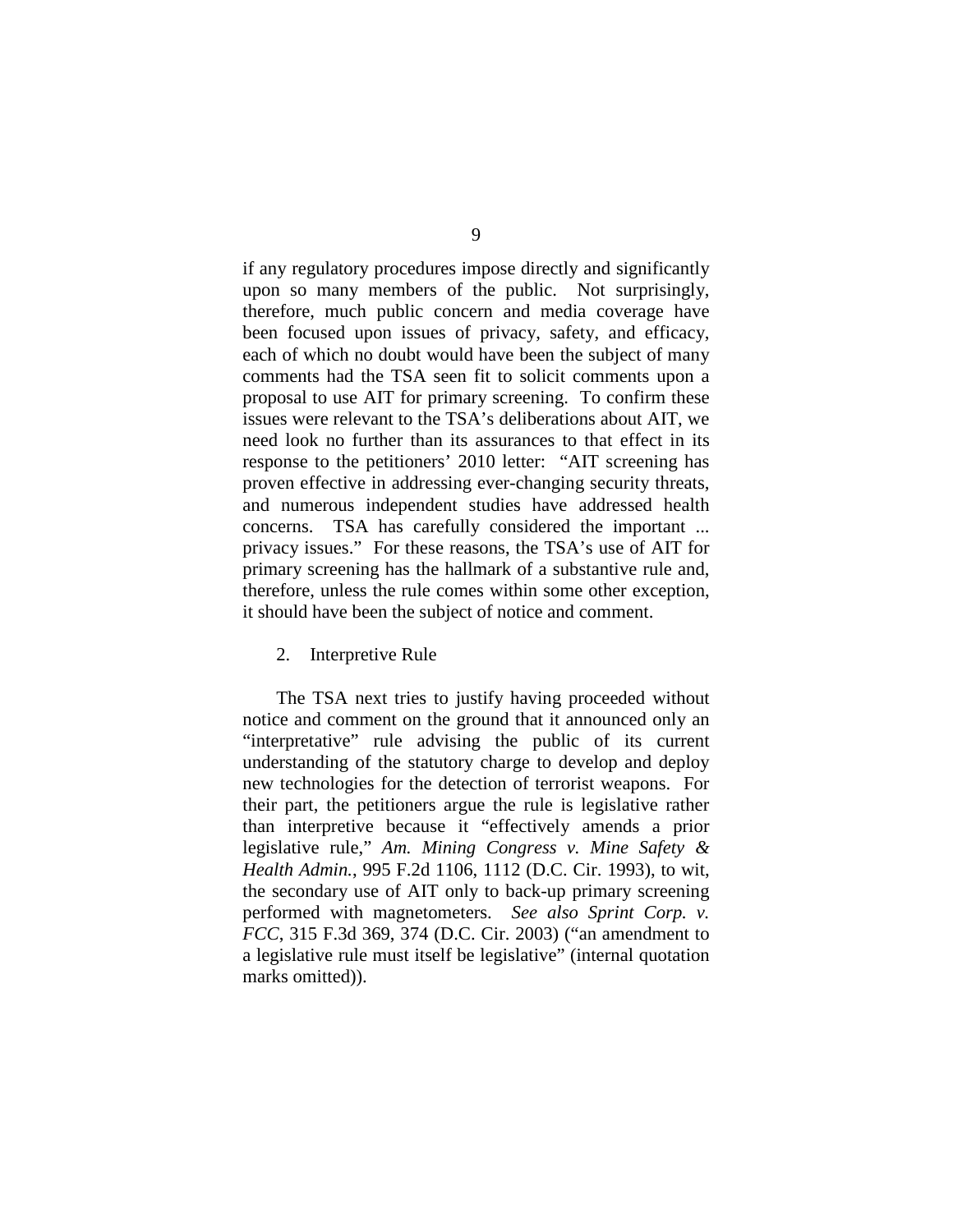if any regulatory procedures impose directly and significantly upon so many members of the public. Not surprisingly, therefore, much public concern and media coverage have been focused upon issues of privacy, safety, and efficacy, each of which no doubt would have been the subject of many comments had the TSA seen fit to solicit comments upon a proposal to use AIT for primary screening. To confirm these issues were relevant to the TSA's deliberations about AIT, we need look no further than its assurances to that effect in its response to the petitioners' 2010 letter: "AIT screening has proven effective in addressing ever-changing security threats, and numerous independent studies have addressed health concerns. TSA has carefully considered the important ... privacy issues." For these reasons, the TSA's use of AIT for primary screening has the hallmark of a substantive rule and, therefore, unless the rule comes within some other exception, it should have been the subject of notice and comment.

2. Interpretive Rule

The TSA next tries to justify having proceeded without notice and comment on the ground that it announced only an "interpretative" rule advising the public of its current understanding of the statutory charge to develop and deploy new technologies for the detection of terrorist weapons. For their part, the petitioners argue the rule is legislative rather than interpretive because it "effectively amends a prior legislative rule," *Am. Mining Congress v. Mine Safety & Health Admin.*, 995 F.2d 1106, 1112 (D.C. Cir. 1993), to wit, the secondary use of AIT only to back-up primary screening performed with magnetometers. *See also Sprint Corp. v. FCC*, 315 F.3d 369, 374 (D.C. Cir. 2003) ("an amendment to a legislative rule must itself be legislative" (internal quotation marks omitted)).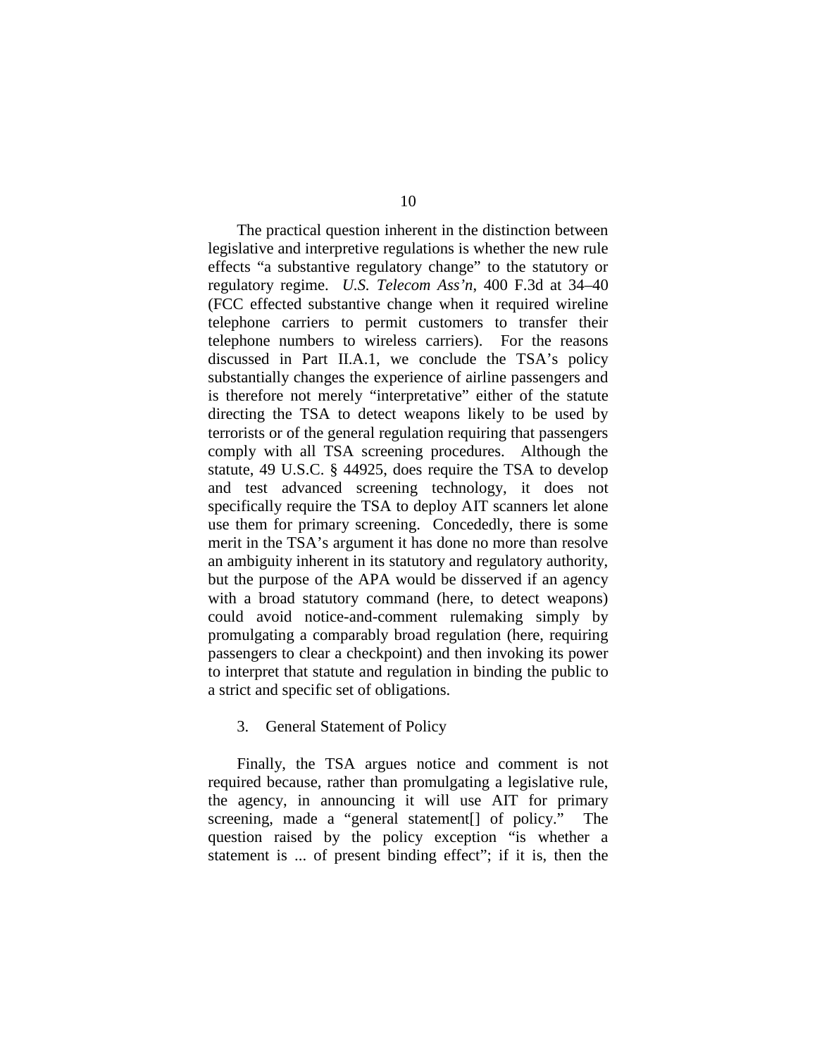The practical question inherent in the distinction between legislative and interpretive regulations is whether the new rule effects "a substantive regulatory change" to the statutory or regulatory regime. *U.S. Telecom Ass'n*, 400 F.3d at 34–40 (FCC effected substantive change when it required wireline telephone carriers to permit customers to transfer their telephone numbers to wireless carriers). For the reasons discussed in Part II.A.1, we conclude the TSA's policy substantially changes the experience of airline passengers and is therefore not merely "interpretative" either of the statute directing the TSA to detect weapons likely to be used by terrorists or of the general regulation requiring that passengers comply with all TSA screening procedures. Although the statute, 49 U.S.C. § 44925, does require the TSA to develop and test advanced screening technology, it does not specifically require the TSA to deploy AIT scanners let alone use them for primary screening. Concededly, there is some merit in the TSA's argument it has done no more than resolve an ambiguity inherent in its statutory and regulatory authority, but the purpose of the APA would be disserved if an agency with a broad statutory command (here, to detect weapons) could avoid notice-and-comment rulemaking simply by promulgating a comparably broad regulation (here, requiring passengers to clear a checkpoint) and then invoking its power to interpret that statute and regulation in binding the public to a strict and specific set of obligations.

3. General Statement of Policy

Finally, the TSA argues notice and comment is not required because, rather than promulgating a legislative rule, the agency, in announcing it will use AIT for primary screening, made a "general statement[] of policy." The question raised by the policy exception "is whether a statement is ... of present binding effect"; if it is, then the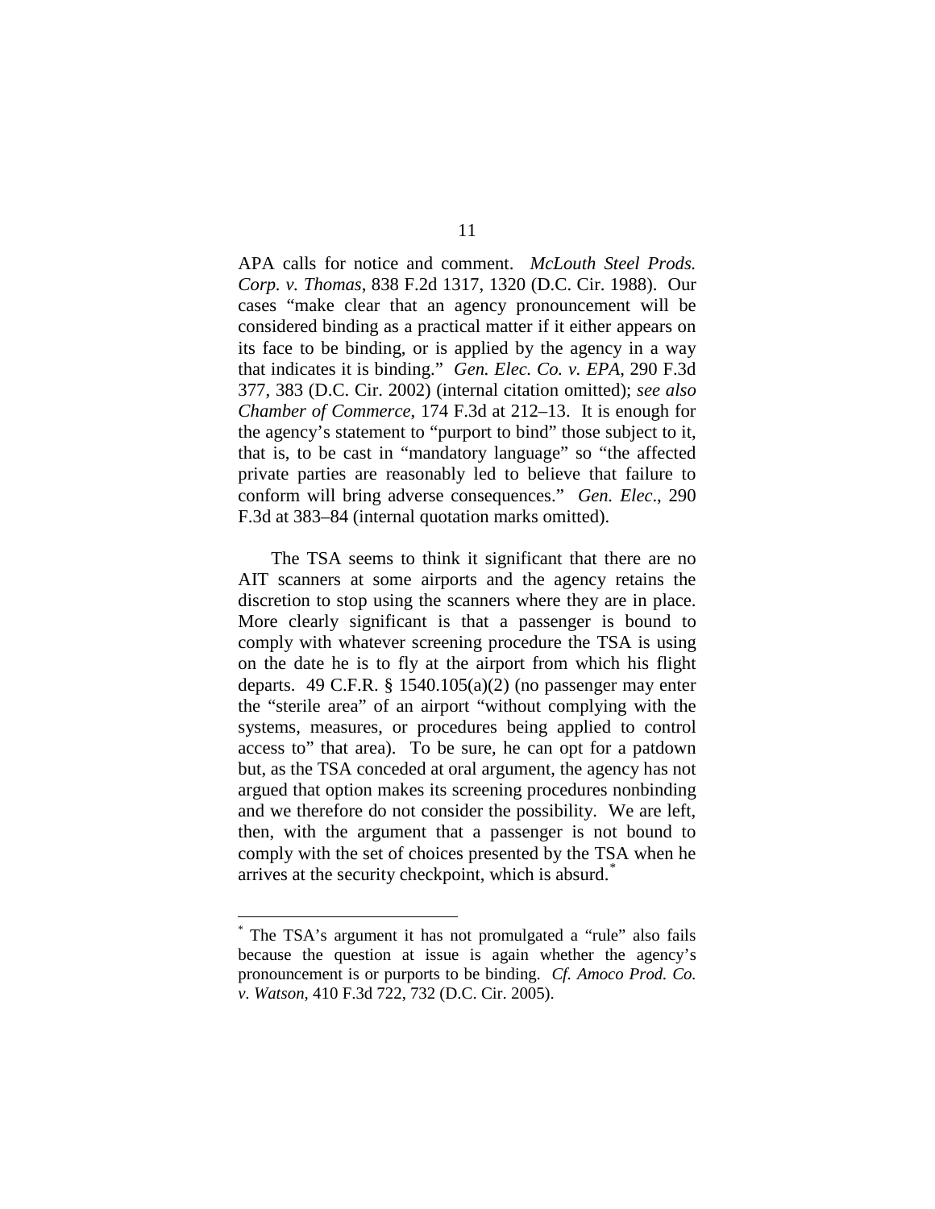APA calls for notice and comment. *McLouth Steel Prods. Corp. v. Thomas*, 838 F.2d 1317, 1320 (D.C. Cir. 1988). Our cases "make clear that an agency pronouncement will be considered binding as a practical matter if it either appears on its face to be binding, or is applied by the agency in a way that indicates it is binding." *Gen. Elec. Co. v. EPA*, 290 F.3d 377, 383 (D.C. Cir. 2002) (internal citation omitted); *see also Chamber of Commerce*, 174 F.3d at 212–13. It is enough for the agency's statement to "purport to bind" those subject to it, that is, to be cast in "mandatory language" so "the affected private parties are reasonably led to believe that failure to conform will bring adverse consequences." *Gen. Elec*., 290 F.3d at 383–84 (internal quotation marks omitted).

The TSA seems to think it significant that there are no AIT scanners at some airports and the agency retains the discretion to stop using the scanners where they are in place. More clearly significant is that a passenger is bound to comply with whatever screening procedure the TSA is using on the date he is to fly at the airport from which his flight departs. 49 C.F.R. § 1540.105(a)(2) (no passenger may enter the "sterile area" of an airport "without complying with the systems, measures, or procedures being applied to control access to" that area). To be sure, he can opt for a patdown but, as the TSA conceded at oral argument, the agency has not argued that option makes its screening procedures nonbinding and we therefore do not consider the possibility. We are left, then, with the argument that a passenger is not bound to comply with the set of choices presented by the TSA when he arrives at the security checkpoint, which is absurd.[*]

---

[*] The TSA's argument it has not promulgated a "rule" also fails because the question at issue is again whether the agency's pronouncement is or purports to be binding. *Cf. Amoco Prod. Co. v. Watson*, 410 F.3d 722, 732 (D.C. Cir. 2005).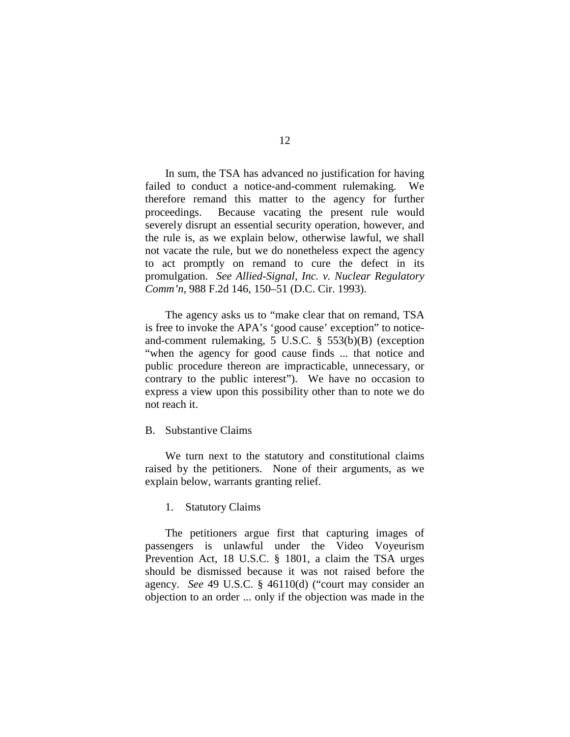In sum, the TSA has advanced no justification for having failed to conduct a notice-and-comment rulemaking. We therefore remand this matter to the agency for further proceedings. Because vacating the present rule would severely disrupt an essential security operation, however, and the rule is, as we explain below, otherwise lawful, we shall not vacate the rule, but we do nonetheless expect the agency to act promptly on remand to cure the defect in its promulgation. *See Allied-Signal, Inc. v. Nuclear Regulatory Comm'n*, 988 F.2d 146, 150–51 (D.C. Cir. 1993).

The agency asks us to "make clear that on remand, TSA is free to invoke the APA's 'good cause' exception" to notice-and-comment rulemaking, 5 U.S.C. § 553(b)(B) (exception "when the agency for good cause finds ... that notice and public procedure thereon are impracticable, unnecessary, or contrary to the public interest"). We have no occasion to express a view upon this possibility other than to note we do not reach it.

B. Substantive Claims

We turn next to the statutory and constitutional claims raised by the petitioners. None of their arguments, as we explain below, warrants granting relief.

1. Statutory Claims

The petitioners argue first that capturing images of passengers is unlawful under the Video Voyeurism Prevention Act, 18 U.S.C. § 1801, a claim the TSA urges should be dismissed because it was not raised before the agency. *See* 49 U.S.C. § 46110(d) ("court may consider an objection to an order ... only if the objection was made in the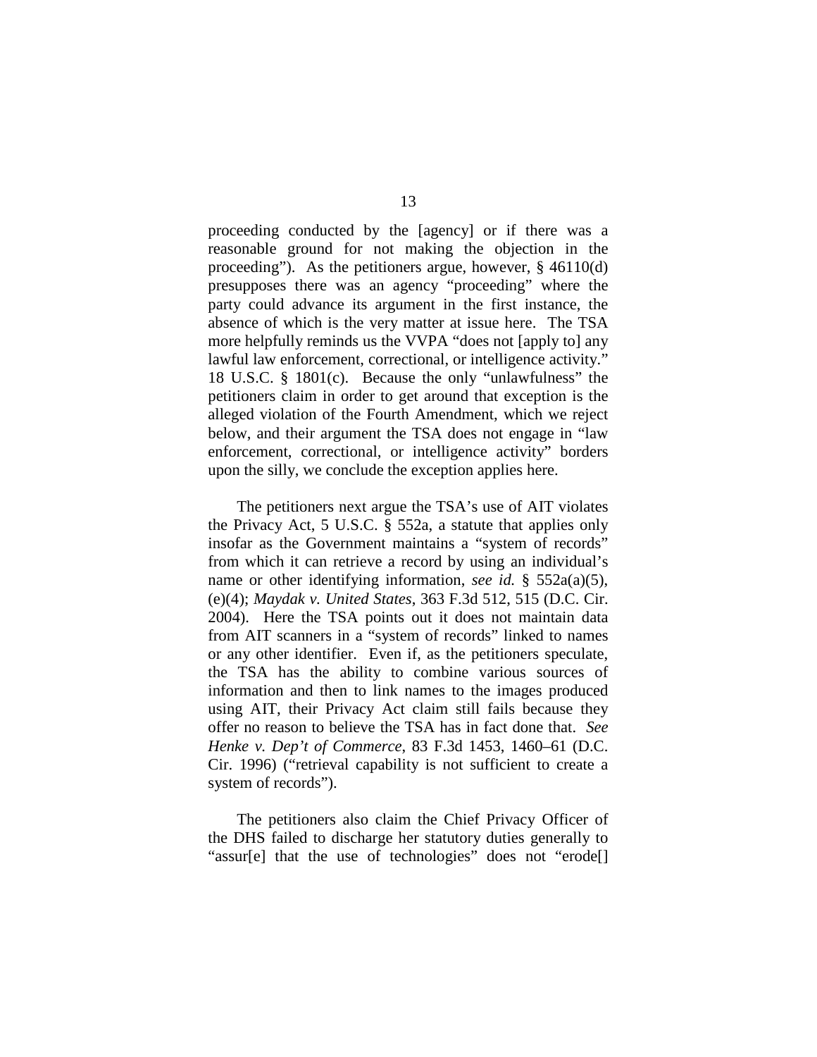proceeding conducted by the [agency] or if there was a reasonable ground for not making the objection in the proceeding"). As the petitioners argue, however, § 46110(d) presupposes there was an agency "proceeding" where the party could advance its argument in the first instance, the absence of which is the very matter at issue here. The TSA more helpfully reminds us the VVPA "does not [apply to] any lawful law enforcement, correctional, or intelligence activity." 18 U.S.C. § 1801(c). Because the only "unlawfulness" the petitioners claim in order to get around that exception is the alleged violation of the Fourth Amendment, which we reject below, and their argument the TSA does not engage in "law enforcement, correctional, or intelligence activity" borders upon the silly, we conclude the exception applies here.

The petitioners next argue the TSA's use of AIT violates the Privacy Act, 5 U.S.C. § 552a, a statute that applies only insofar as the Government maintains a "system of records" from which it can retrieve a record by using an individual's name or other identifying information, *see id.* § 552a(a)(5), (e)(4); *Maydak v. United States*, 363 F.3d 512, 515 (D.C. Cir. 2004). Here the TSA points out it does not maintain data from AIT scanners in a "system of records" linked to names or any other identifier. Even if, as the petitioners speculate, the TSA has the ability to combine various sources of information and then to link names to the images produced using AIT, their Privacy Act claim still fails because they offer no reason to believe the TSA has in fact done that. *See Henke v. Dep't of Commerce*, 83 F.3d 1453, 1460–61 (D.C. Cir. 1996) ("retrieval capability is not sufficient to create a system of records").

The petitioners also claim the Chief Privacy Officer of the DHS failed to discharge her statutory duties generally to "assur[e] that the use of technologies" does not "erode[]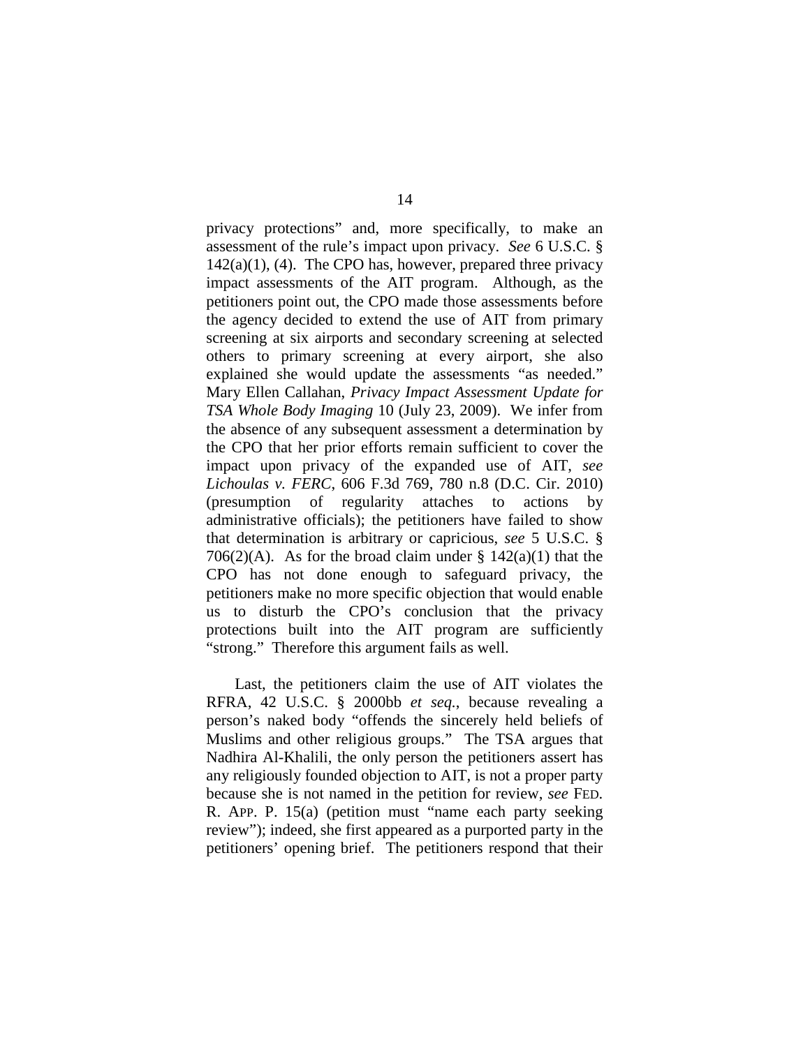privacy protections" and, more specifically, to make an assessment of the rule's impact upon privacy. *See* 6 U.S.C. § 142(a)(1), (4). The CPO has, however, prepared three privacy impact assessments of the AIT program. Although, as the petitioners point out, the CPO made those assessments before the agency decided to extend the use of AIT from primary screening at six airports and secondary screening at selected others to primary screening at every airport, she also explained she would update the assessments "as needed." Mary Ellen Callahan, *Privacy Impact Assessment Update for TSA Whole Body Imaging* 10 (July 23, 2009). We infer from the absence of any subsequent assessment a determination by the CPO that her prior efforts remain sufficient to cover the impact upon privacy of the expanded use of AIT, *see Lichoulas v. FERC*, 606 F.3d 769, 780 n.8 (D.C. Cir. 2010) (presumption of regularity attaches to actions by administrative officials); the petitioners have failed to show that determination is arbitrary or capricious, *see* 5 U.S.C. § 706(2)(A). As for the broad claim under § 142(a)(1) that the CPO has not done enough to safeguard privacy, the petitioners make no more specific objection that would enable us to disturb the CPO's conclusion that the privacy protections built into the AIT program are sufficiently "strong." Therefore this argument fails as well.

Last, the petitioners claim the use of AIT violates the RFRA, 42 U.S.C. § 2000bb *et seq.*, because revealing a person's naked body "offends the sincerely held beliefs of Muslims and other religious groups." The TSA argues that Nadhira Al-Khalili, the only person the petitioners assert has any religiously founded objection to AIT, is not a proper party because she is not named in the petition for review, *see* FED. R. APP. P. 15(a) (petition must "name each party seeking review"); indeed, she first appeared as a purported party in the petitioners' opening brief. The petitioners respond that their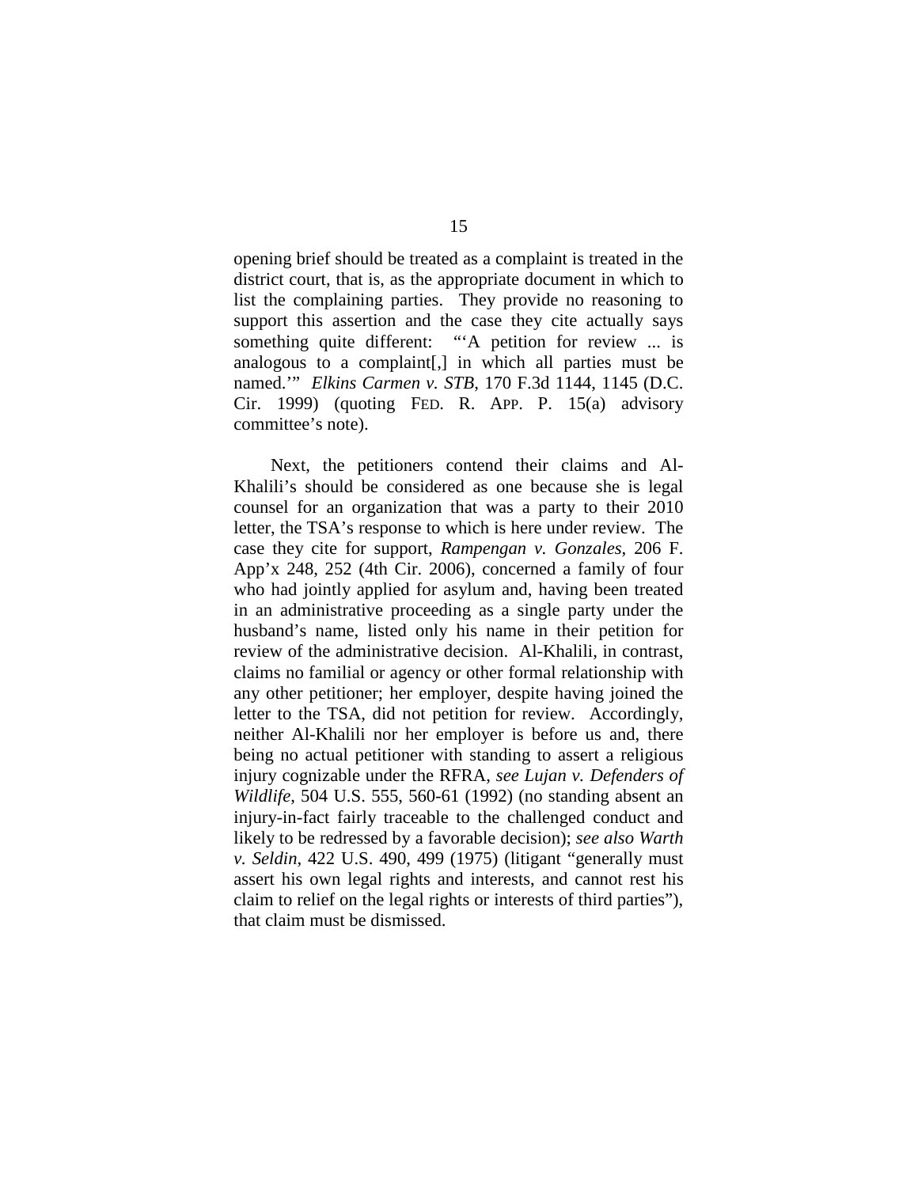opening brief should be treated as a complaint is treated in the district court, that is, as the appropriate document in which to list the complaining parties. They provide no reasoning to support this assertion and the case they cite actually says something quite different: "'A petition for review ... is analogous to a complaint[,] in which all parties must be named.'" *Elkins Carmen v. STB*, 170 F.3d 1144, 1145 (D.C. Cir. 1999) (quoting FED. R. APP. P. 15(a) advisory committee's note).

Next, the petitioners contend their claims and Al-Khalili's should be considered as one because she is legal counsel for an organization that was a party to their 2010 letter, the TSA's response to which is here under review. The case they cite for support, *Rampengan v. Gonzales*, 206 F. App'x 248, 252 (4th Cir. 2006), concerned a family of four who had jointly applied for asylum and, having been treated in an administrative proceeding as a single party under the husband's name, listed only his name in their petition for review of the administrative decision. Al-Khalili, in contrast, claims no familial or agency or other formal relationship with any other petitioner; her employer, despite having joined the letter to the TSA, did not petition for review. Accordingly, neither Al-Khalili nor her employer is before us and, there being no actual petitioner with standing to assert a religious injury cognizable under the RFRA, *see Lujan v. Defenders of Wildlife*, 504 U.S. 555, 560-61 (1992) (no standing absent an injury-in-fact fairly traceable to the challenged conduct and likely to be redressed by a favorable decision); *see also Warth v. Seldin*, 422 U.S. 490, 499 (1975) (litigant "generally must assert his own legal rights and interests, and cannot rest his claim to relief on the legal rights or interests of third parties"), that claim must be dismissed.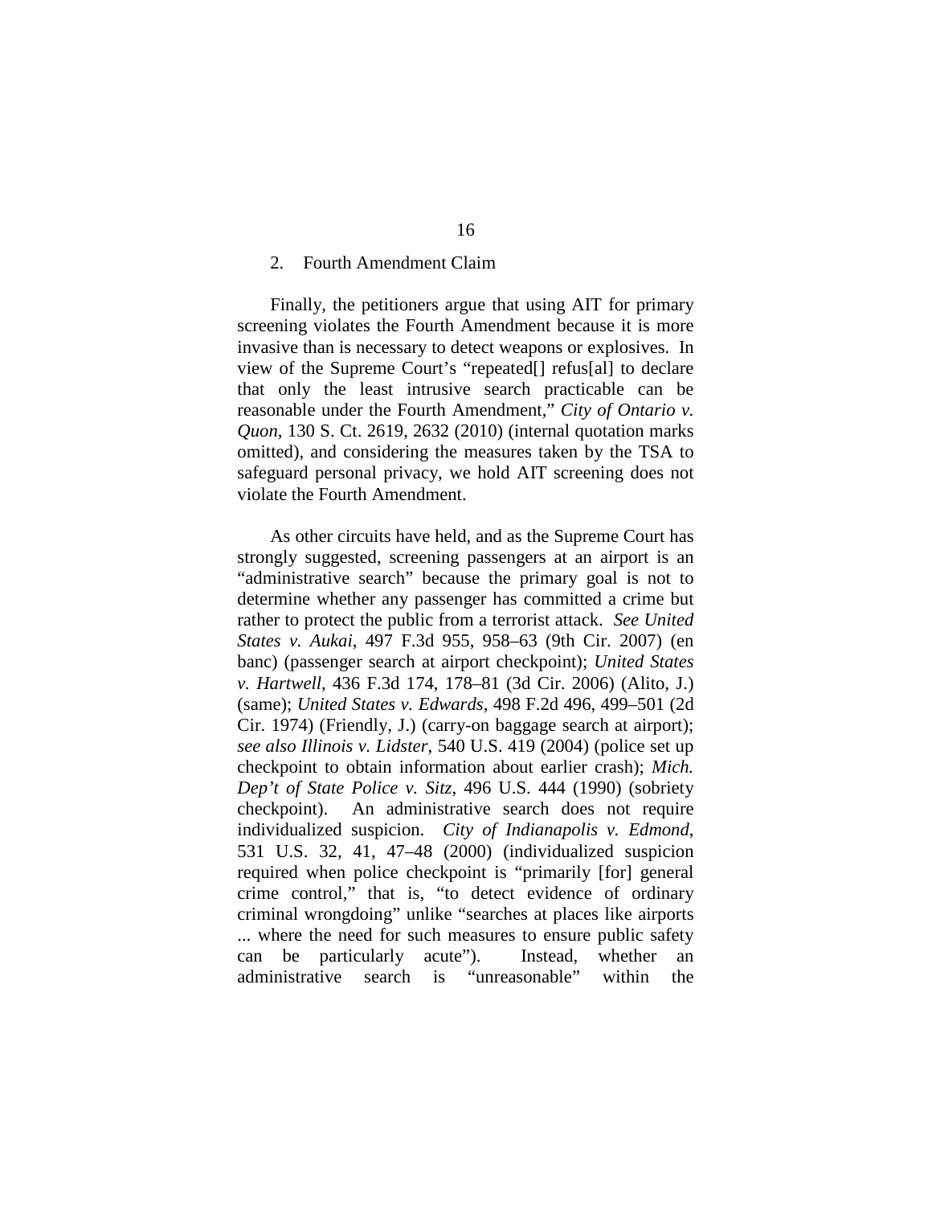2. Fourth Amendment Claim

Finally, the petitioners argue that using AIT for primary screening violates the Fourth Amendment because it is more invasive than is necessary to detect weapons or explosives. In view of the Supreme Court's "repeated[] refus[al] to declare that only the least intrusive search practicable can be reasonable under the Fourth Amendment," *City of Ontario v. Quon*, 130 S. Ct. 2619, 2632 (2010) (internal quotation marks omitted), and considering the measures taken by the TSA to safeguard personal privacy, we hold AIT screening does not violate the Fourth Amendment.

As other circuits have held, and as the Supreme Court has strongly suggested, screening passengers at an airport is an "administrative search" because the primary goal is not to determine whether any passenger has committed a crime but rather to protect the public from a terrorist attack. *See United States v. Aukai*, 497 F.3d 955, 958–63 (9th Cir. 2007) (en banc) (passenger search at airport checkpoint); *United States v. Hartwell*, 436 F.3d 174, 178–81 (3d Cir. 2006) (Alito, J.) (same); *United States v. Edwards*, 498 F.2d 496, 499–501 (2d Cir. 1974) (Friendly, J.) (carry-on baggage search at airport); *see also Illinois v. Lidster*, 540 U.S. 419 (2004) (police set up checkpoint to obtain information about earlier crash); *Mich. Dep't of State Police v. Sitz*, 496 U.S. 444 (1990) (sobriety checkpoint). An administrative search does not require individualized suspicion. *City of Indianapolis v. Edmond*, 531 U.S. 32, 41, 47–48 (2000) (individualized suspicion required when police checkpoint is "primarily [for] general crime control," that is, "to detect evidence of ordinary criminal wrongdoing" unlike "searches at places like airports ... where the need for such measures to ensure public safety can be particularly acute"). Instead, whether an administrative search is "unreasonable" within the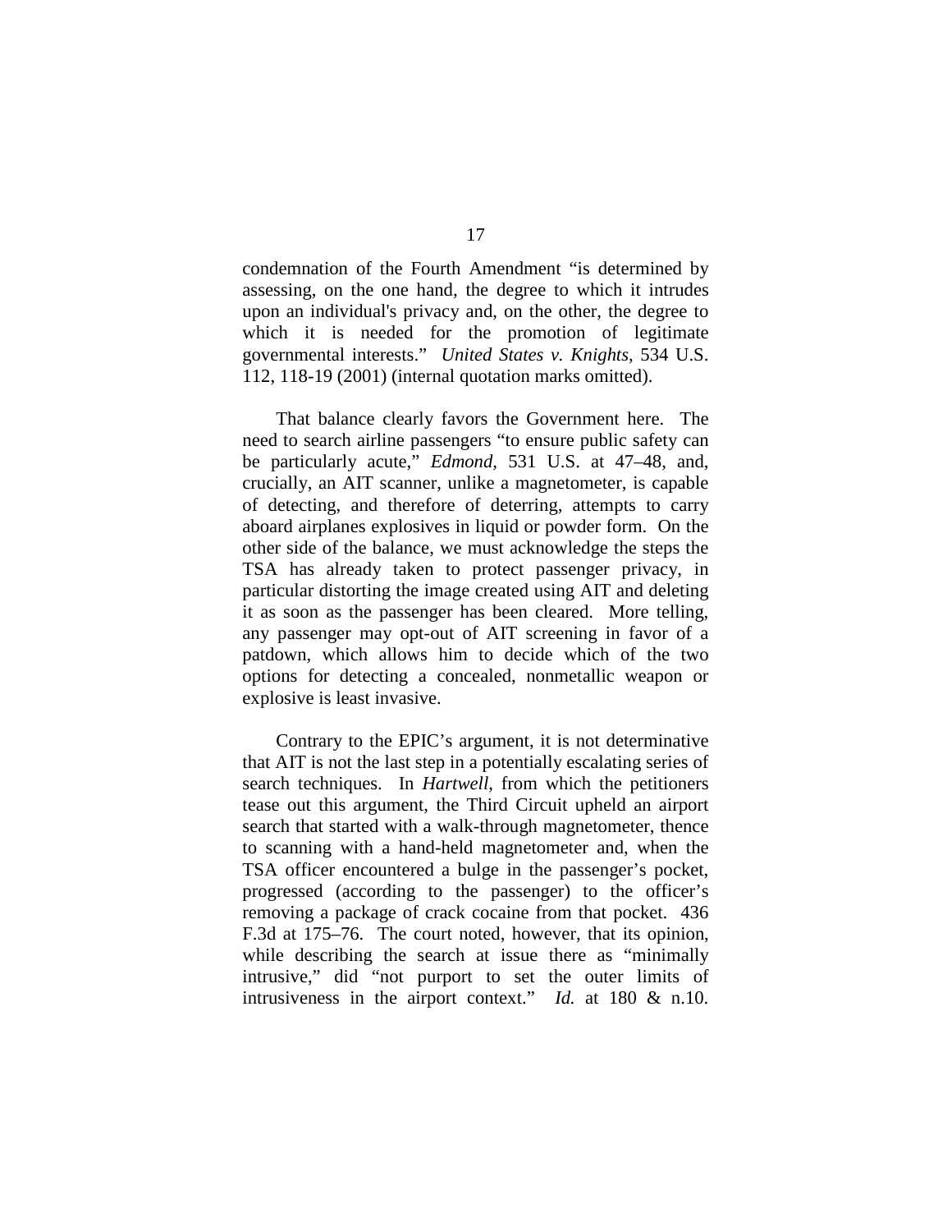condemnation of the Fourth Amendment "is determined by assessing, on the one hand, the degree to which it intrudes upon an individual's privacy and, on the other, the degree to which it is needed for the promotion of legitimate governmental interests." *United States v. Knights*, 534 U.S. 112, 118-19 (2001) (internal quotation marks omitted).

That balance clearly favors the Government here. The need to search airline passengers "to ensure public safety can be particularly acute," *Edmond*, 531 U.S. at 47–48, and, crucially, an AIT scanner, unlike a magnetometer, is capable of detecting, and therefore of deterring, attempts to carry aboard airplanes explosives in liquid or powder form. On the other side of the balance, we must acknowledge the steps the TSA has already taken to protect passenger privacy, in particular distorting the image created using AIT and deleting it as soon as the passenger has been cleared. More telling, any passenger may opt-out of AIT screening in favor of a patdown, which allows him to decide which of the two options for detecting a concealed, nonmetallic weapon or explosive is least invasive.

Contrary to the EPIC's argument, it is not determinative that AIT is not the last step in a potentially escalating series of search techniques. In *Hartwell*, from which the petitioners tease out this argument, the Third Circuit upheld an airport search that started with a walk-through magnetometer, thence to scanning with a hand-held magnetometer and, when the TSA officer encountered a bulge in the passenger's pocket, progressed (according to the passenger) to the officer's removing a package of crack cocaine from that pocket. 436 F.3d at 175–76. The court noted, however, that its opinion, while describing the search at issue there as "minimally intrusive," did "not purport to set the outer limits of intrusiveness in the airport context." *Id.* at 180 & n.10.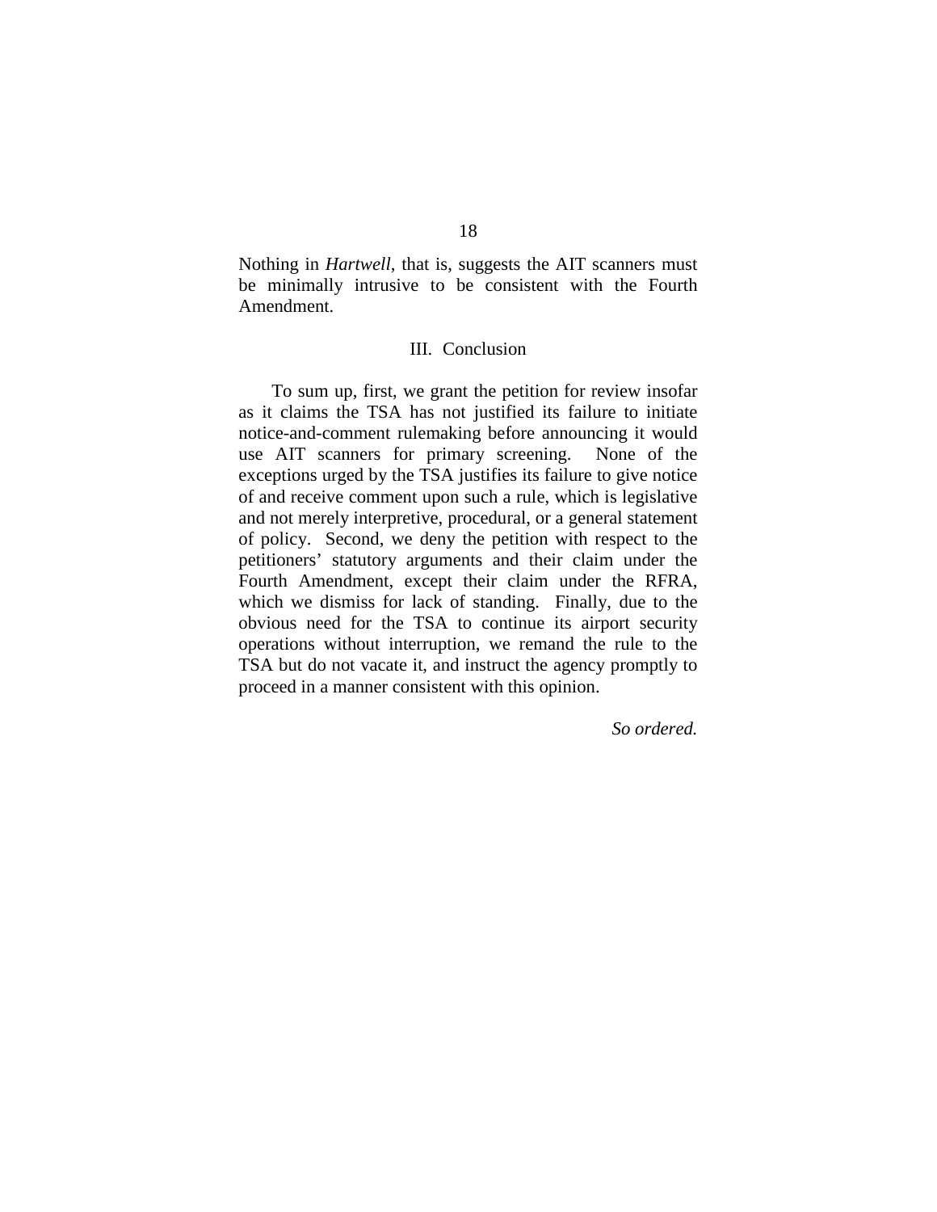Nothing in *Hartwell*, that is, suggests the AIT scanners must be minimally intrusive to be consistent with the Fourth Amendment.

## III. Conclusion

To sum up, first, we grant the petition for review insofar as it claims the TSA has not justified its failure to initiate notice-and-comment rulemaking before announcing it would use AIT scanners for primary screening. None of the exceptions urged by the TSA justifies its failure to give notice of and receive comment upon such a rule, which is legislative and not merely interpretive, procedural, or a general statement of policy. Second, we deny the petition with respect to the petitioners' statutory arguments and their claim under the Fourth Amendment, except their claim under the RFRA, which we dismiss for lack of standing. Finally, due to the obvious need for the TSA to continue its airport security operations without interruption, we remand the rule to the TSA but do not vacate it, and instruct the agency promptly to proceed in a manner consistent with this opinion.

*So ordered.*